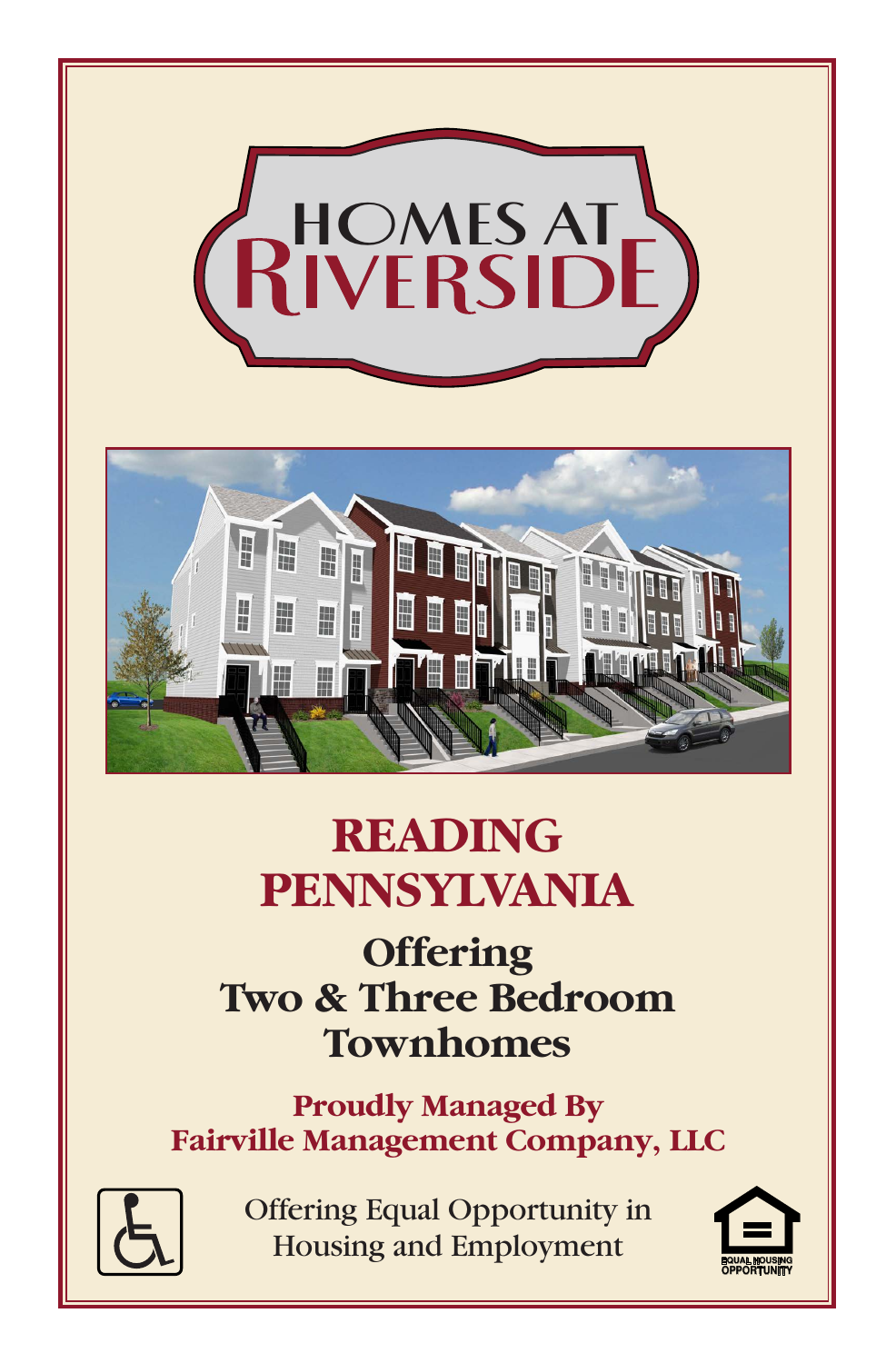# HOMES AT RIVERSIDE

## READING PENNSYLVANIA

### Offering Two & Three Bedroom Townhomes

**Proudly Managed By**
**Fairville Management Company, LLC**

Offering Equal Opportunity in Housing and Employment

EQUAL HOUSING OPPORTUNITY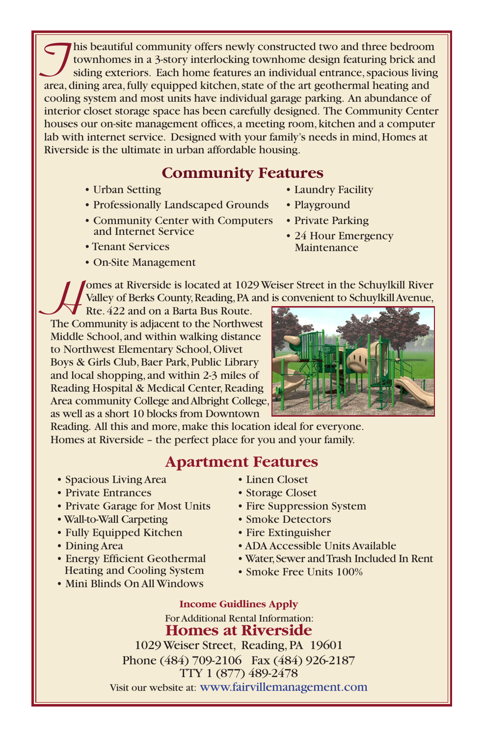This beautiful community offers newly constructed two and three bedroom townhomes in a 3-story interlocking townhome design featuring brick and siding exteriors. Each home features an individual entrance, spacious living area, dining area, fully equipped kitchen, state of the art geothermal heating and cooling system and most units have individual garage parking. An abundance of interior closet storage space has been carefully designed. The Community Center houses our on-site management offices, a meeting room, kitchen and a computer lab with internet service. Designed with your family's needs in mind, Homes at Riverside is the ultimate in urban affordable housing.

## Community Features

- Urban Setting
- Professionally Landscaped Grounds
- Community Center with Computers and Internet Service
- Tenant Services
- On-Site Management
- Laundry Facility
- Playground
- Private Parking
- 24 Hour Emergency Maintenance

Homes at Riverside is located at 1029 Weiser Street in the Schuylkill River Valley of Berks County, Reading, PA and is convenient to Schuylkill Avenue, Rte. 422 and on a Barta Bus Route. The Community is adjacent to the Northwest Middle School, and within walking distance to Northwest Elementary School, Olivet Boys & Girls Club, Baer Park, Public Library and local shopping, and within 2-3 miles of Reading Hospital & Medical Center, Reading Area community College and Albright College, as well as a short 10 blocks from Downtown Reading. All this and more, make this location ideal for everyone. Homes at Riverside – the perfect place for you and your family.

## Apartment Features

- Spacious Living Area
- Private Entrances
- Private Garage for Most Units
- Wall-to-Wall Carpeting
- Fully Equipped Kitchen
- Dining Area
- Energy Efficient Geothermal Heating and Cooling System
- Mini Blinds On All Windows
- Linen Closet
- Storage Closet
- Fire Suppression System
- Smoke Detectors
- Fire Extinguisher
- ADA Accessible Units Available
- Water, Sewer and Trash Included In Rent
- Smoke Free Units 100%

**Income Guidlines Apply**

For Additional Rental Information:

**Homes at Riverside**

1029 Weiser Street, Reading, PA 19601

Phone (484) 709-2106 Fax (484) 926-2187

TTY 1 (877) 489-2478

Visit our website at: www.fairvillemanagement.com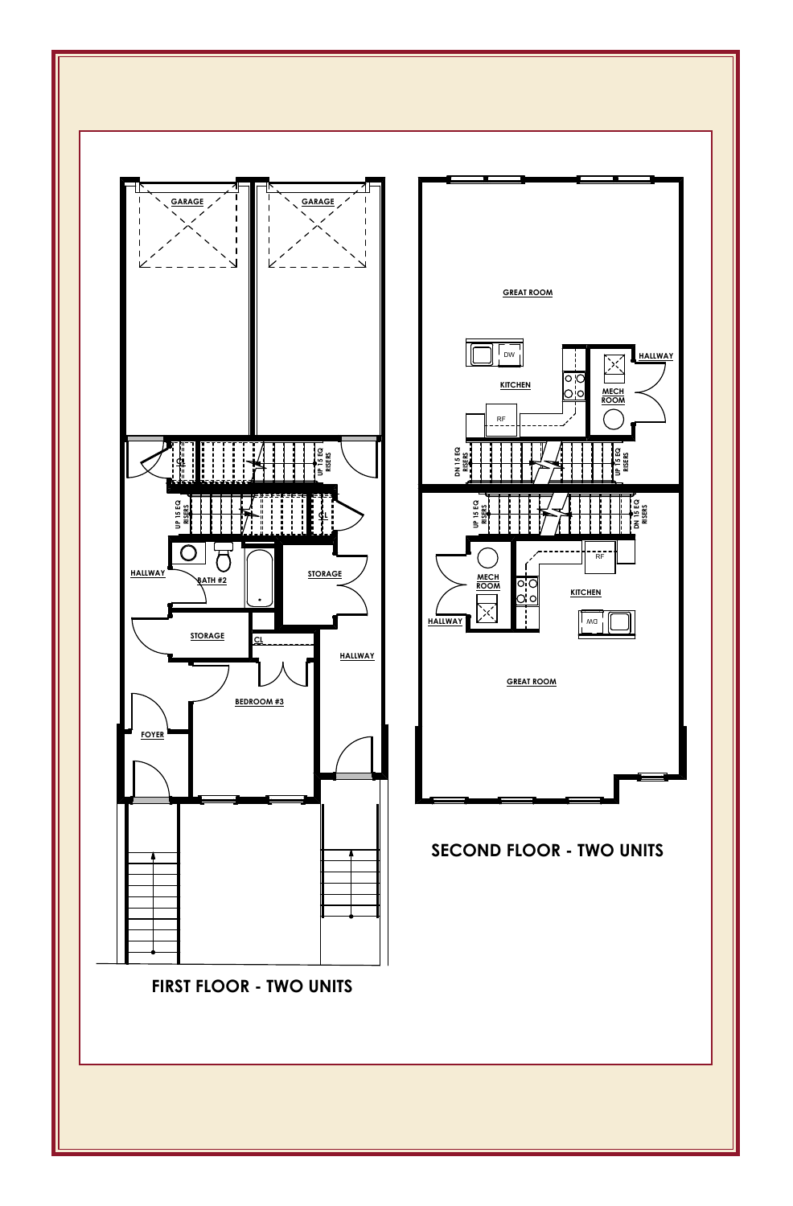GARAGE

GARAGE

UP 15 EQ RISERS

UP 15 EQ RISERS

HALLWAY

BATH #2

STORAGE

STORAGE

CL

HALLWAY

BEDROOM #3

FOYER

FIRST FLOOR - TWO UNITS

GREAT ROOM

DW

HALLWAY

KITCHEN

MECH ROOM

RF

DN 15 EQ RISERS

UP 15 EQ RISERS

UP 15 EQ RISERS

DN 15 EQ RISERS

RF

MECH ROOM

KITCHEN

HALLWAY

DW

GREAT ROOM

SECOND FLOOR - TWO UNITS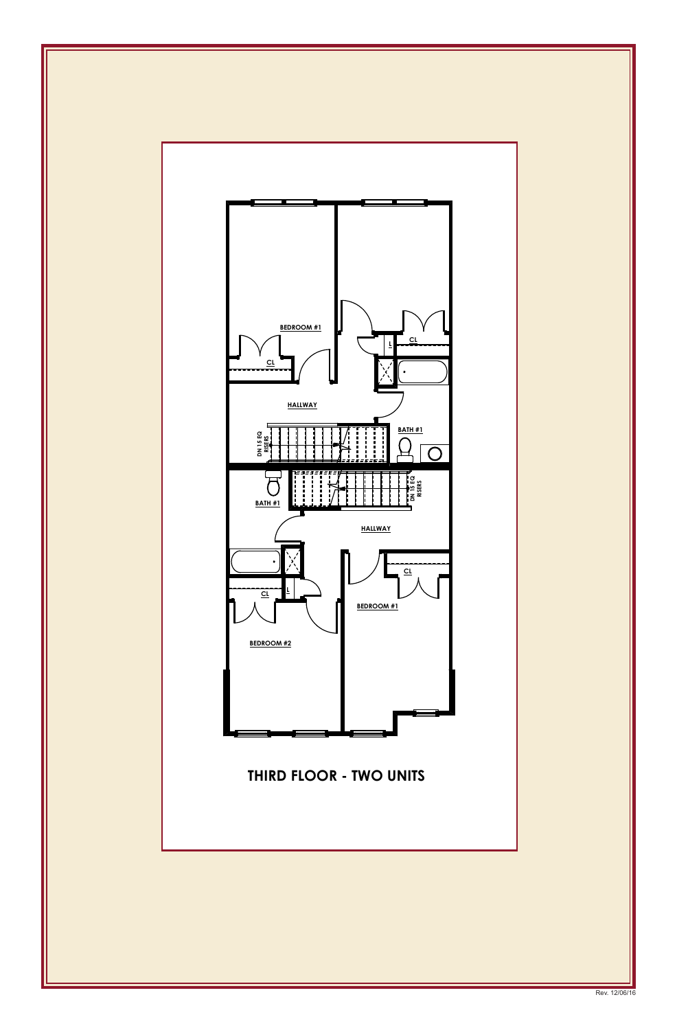BEDROOM #1

CL

CL

L

HALLWAY

DN 15 EQ RISERS

BATH #1

BATH #1

DN 15 EQ RISERS

HALLWAY

CL

CL

L

BEDROOM #1

BEDROOM #2

THIRD FLOOR - TWO UNITS

Rev. 12/06/16